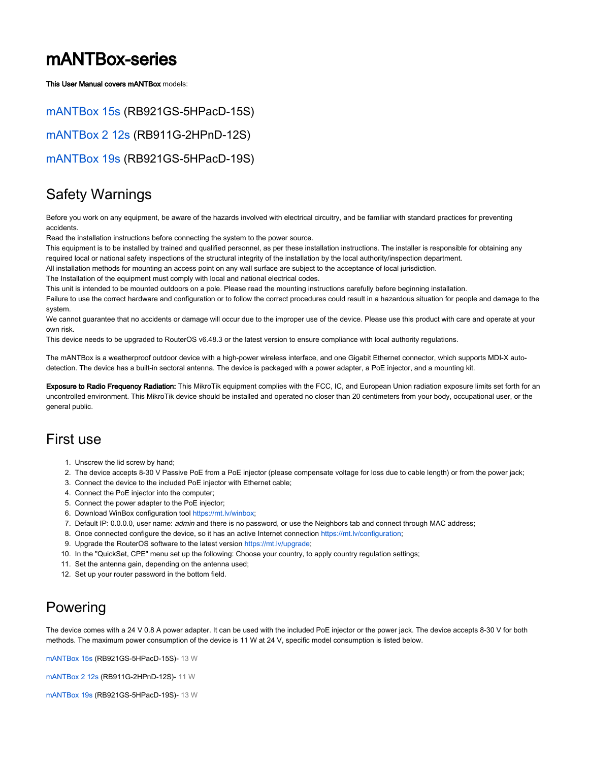# mANTBox-series

**This User Manual covers mANTBox** models:

mANTBox 15s (RB921GS-5HPacD-15S)

mANTBox 2 12s (RB911G-2HPnD-12S)

mANTBox 19s (RB921GS-5HPacD-19S)

## Safety Warnings

Before you work on any equipment, be aware of the hazards involved with electrical circuitry, and be familiar with standard practices for preventing accidents.
Read the installation instructions before connecting the system to the power source.
This equipment is to be installed by trained and qualified personnel, as per these installation instructions. The installer is responsible for obtaining any required local or national safety inspections of the structural integrity of the installation by the local authority/inspection department.
All installation methods for mounting an access point on any wall surface are subject to the acceptance of local jurisdiction.
The Installation of the equipment must comply with local and national electrical codes.
This unit is intended to be mounted outdoors on a pole. Please read the mounting instructions carefully before beginning installation.
Failure to use the correct hardware and configuration or to follow the correct procedures could result in a hazardous situation for people and damage to the system.
We cannot guarantee that no accidents or damage will occur due to the improper use of the device. Please use this product with care and operate at your own risk.
This device needs to be upgraded to RouterOS v6.48.3 or the latest version to ensure compliance with local authority regulations.

The mANTBox is a weatherproof outdoor device with a high-power wireless interface, and one Gigabit Ethernet connector, which supports MDI-X auto-detection. The device has a built-in sectoral antenna. The device is packaged with a power adapter, a PoE injector, and a mounting kit.

**Exposure to Radio Frequency Radiation:** This MikroTik equipment complies with the FCC, IC, and European Union radiation exposure limits set forth for an uncontrolled environment. This MikroTik device should be installed and operated no closer than 20 centimeters from your body, occupational user, or the general public.

## First use

1. Unscrew the lid screw by hand;
2. The device accepts 8-30 V Passive PoE from a PoE injector (please compensate voltage for loss due to cable length) or from the power jack;
3. Connect the device to the included PoE injector with Ethernet cable;
4. Connect the PoE injector into the computer;
5. Connect the power adapter to the PoE injector;
6. Download WinBox configuration tool https://mt.lv/winbox;
7. Default IP: 0.0.0.0, user name: *admin* and there is no password, or use the Neighbors tab and connect through MAC address;
8. Once connected configure the device, so it has an active Internet connection https://mt.lv/configuration;
9. Upgrade the RouterOS software to the latest version https://mt.lv/upgrade;
10. In the "QuickSet, CPE" menu set up the following: Choose your country, to apply country regulation settings;
11. Set the antenna gain, depending on the antenna used;
12. Set up your router password in the bottom field.

## Powering

The device comes with a 24 V 0.8 A power adapter. It can be used with the included PoE injector or the power jack. The device accepts 8-30 V for both methods. The maximum power consumption of the device is 11 W at 24 V, specific model consumption is listed below.

mANTBox 15s (RB921GS-5HPacD-15S)- 13 W

mANTBox 2 12s (RB911G-2HPnD-12S)- 11 W

mANTBox 19s (RB921GS-5HPacD-19S)- 13 W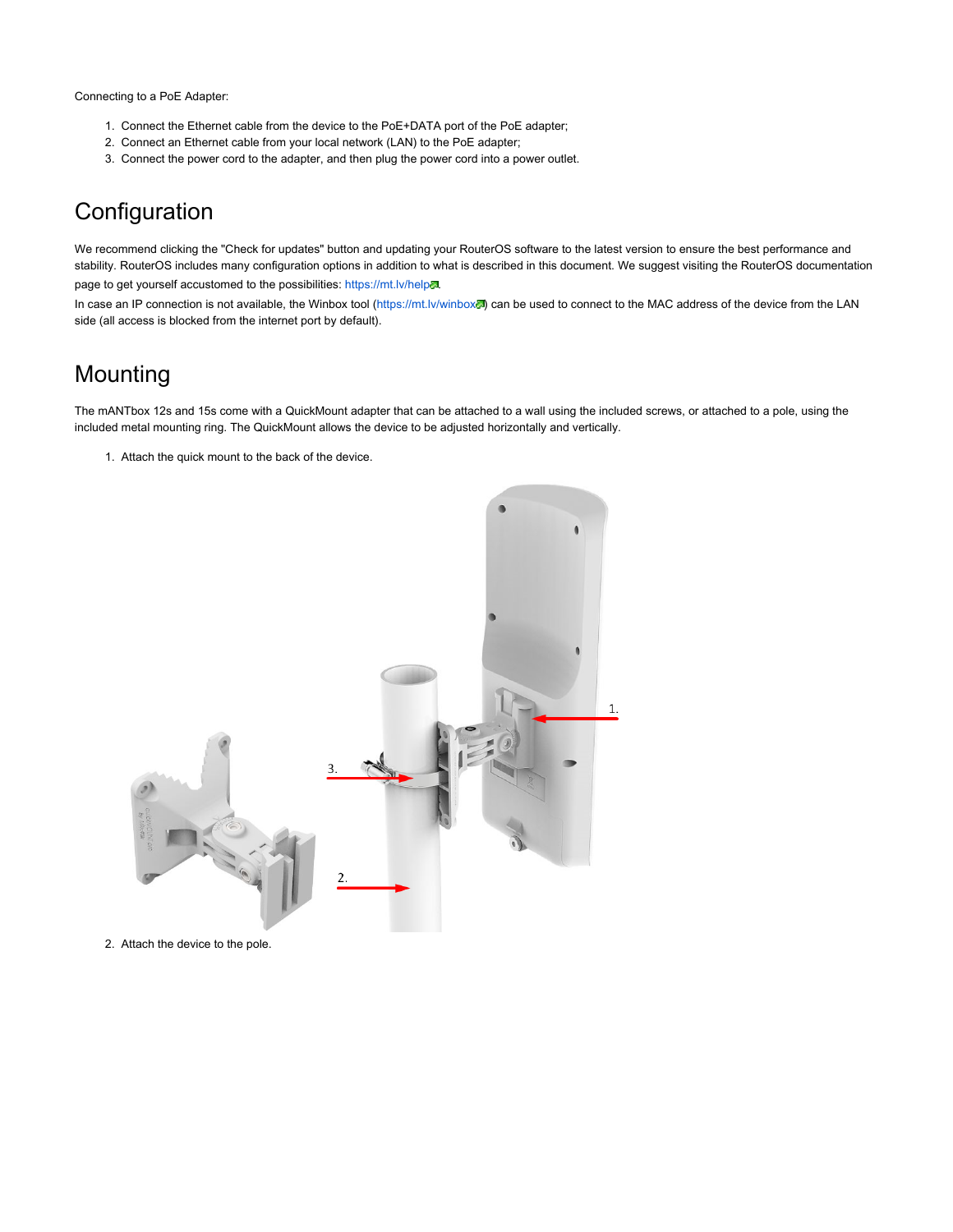Connecting to a PoE Adapter:

1. Connect the Ethernet cable from the device to the PoE+DATA port of the PoE adapter;
2. Connect an Ethernet cable from your local network (LAN) to the PoE adapter;
3. Connect the power cord to the adapter, and then plug the power cord into a power outlet.

# Configuration

We recommend clicking the "Check for updates" button and updating your RouterOS software to the latest version to ensure the best performance and stability. RouterOS includes many configuration options in addition to what is described in this document. We suggest visiting the RouterOS documentation page to get yourself accustomed to the possibilities: https://mt.lv/help.

In case an IP connection is not available, the Winbox tool (https://mt.lv/winbox) can be used to connect to the MAC address of the device from the LAN side (all access is blocked from the internet port by default).

# Mounting

The mANTbox 12s and 15s come with a QuickMount adapter that can be attached to a wall using the included screws, or attached to a pole, using the included metal mounting ring. The QuickMount allows the device to be adjusted horizontally and vertically.

1. Attach the quick mount to the back of the device.
2. Attach the device to the pole.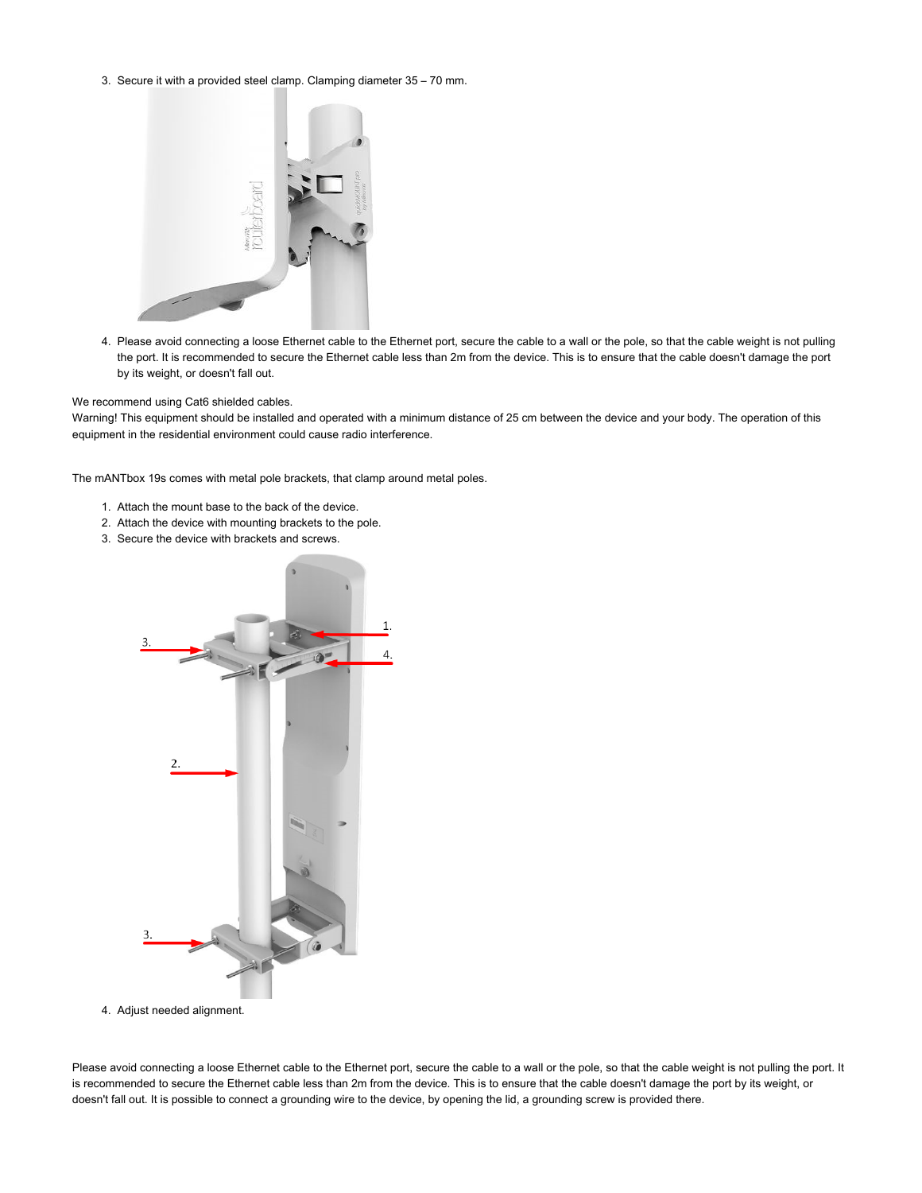3. Secure it with a provided steel clamp. Clamping diameter 35 – 70 mm.

4. Please avoid connecting a loose Ethernet cable to the Ethernet port, secure the cable to a wall or the pole, so that the cable weight is not pulling the port. It is recommended to secure the Ethernet cable less than 2m from the device. This is to ensure that the cable doesn't damage the port by its weight, or doesn't fall out.

We recommend using Cat6 shielded cables.
Warning! This equipment should be installed and operated with a minimum distance of 25 cm between the device and your body. The operation of this equipment in the residential environment could cause radio interference.

The mANTbox 19s comes with metal pole brackets, that clamp around metal poles.

1. Attach the mount base to the back of the device.
2. Attach the device with mounting brackets to the pole.
3. Secure the device with brackets and screws.
4. Adjust needed alignment.

Please avoid connecting a loose Ethernet cable to the Ethernet port, secure the cable to a wall or the pole, so that the cable weight is not pulling the port. It is recommended to secure the Ethernet cable less than 2m from the device. This is to ensure that the cable doesn't damage the port by its weight, or doesn't fall out. It is possible to connect a grounding wire to the device, by opening the lid, a grounding screw is provided there.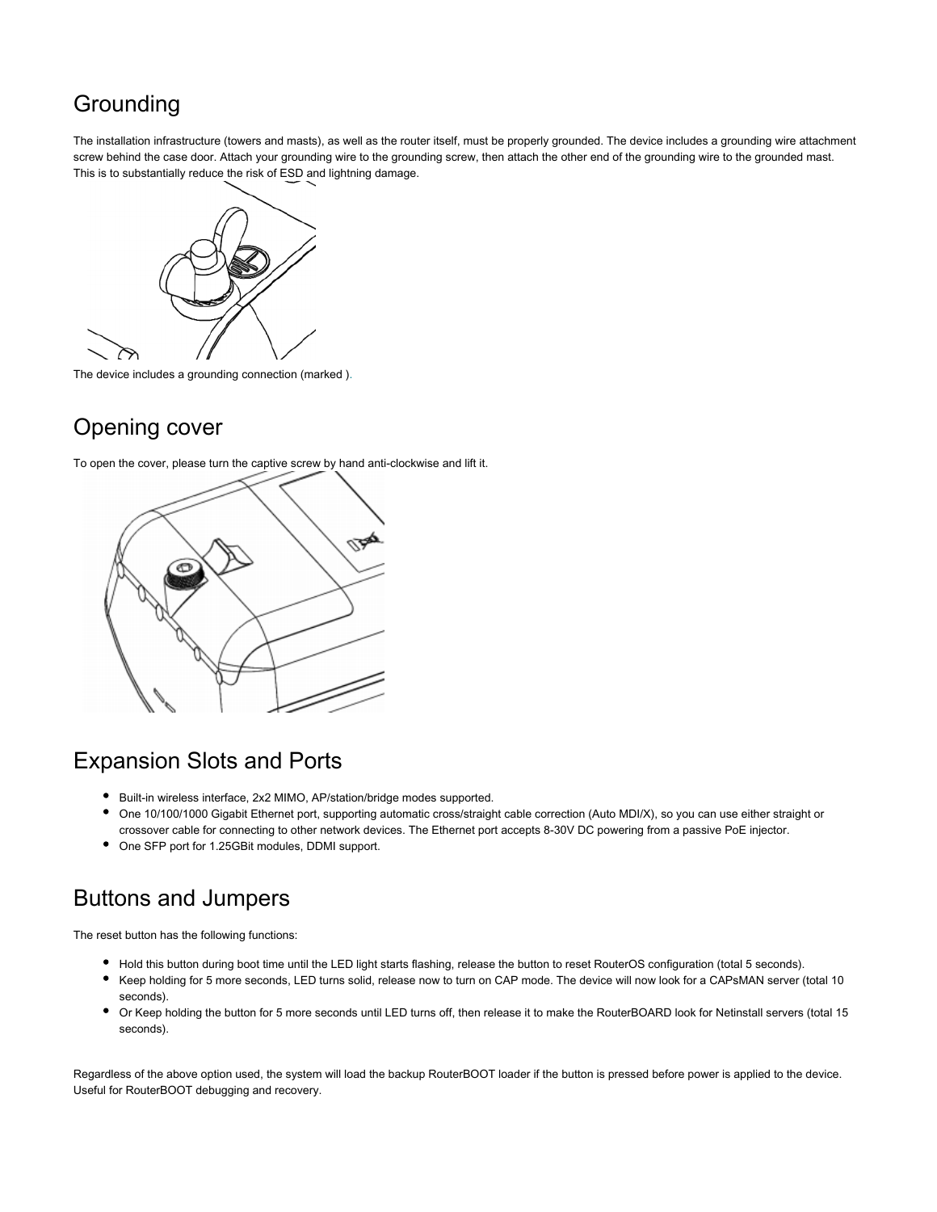## Grounding

The installation infrastructure (towers and masts), as well as the router itself, must be properly grounded. The device includes a grounding wire attachment screw behind the case door. Attach your grounding wire to the grounding screw, then attach the other end of the grounding wire to the grounded mast. This is to substantially reduce the risk of ESD and lightning damage.

The device includes a grounding connection (marked ).

## Opening cover

To open the cover, please turn the captive screw by hand anti-clockwise and lift it.

## Expansion Slots and Ports

- Built-in wireless interface, 2x2 MIMO, AP/station/bridge modes supported.
- One 10/100/1000 Gigabit Ethernet port, supporting automatic cross/straight cable correction (Auto MDI/X), so you can use either straight or crossover cable for connecting to other network devices. The Ethernet port accepts 8-30V DC powering from a passive PoE injector.
- One SFP port for 1.25GBit modules, DDMI support.

## Buttons and Jumpers

The reset button has the following functions:

- Hold this button during boot time until the LED light starts flashing, release the button to reset RouterOS configuration (total 5 seconds).
- Keep holding for 5 more seconds, LED turns solid, release now to turn on CAP mode. The device will now look for a CAPsMAN server (total 10 seconds).
- Or Keep holding the button for 5 more seconds until LED turns off, then release it to make the RouterBOARD look for Netinstall servers (total 15 seconds).

Regardless of the above option used, the system will load the backup RouterBOOT loader if the button is pressed before power is applied to the device. Useful for RouterBOOT debugging and recovery.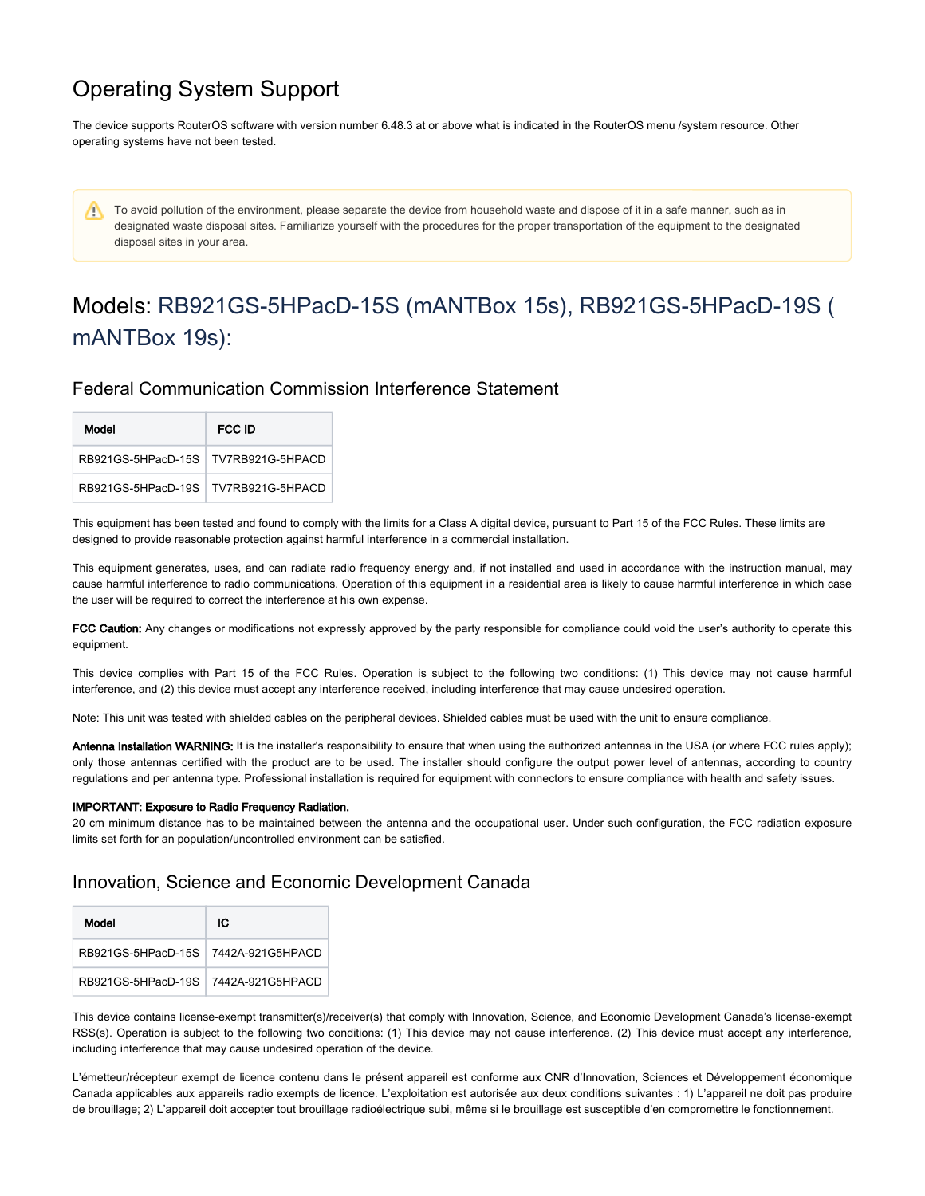# Operating System Support

The device supports RouterOS software with version number 6.48.3 at or above what is indicated in the RouterOS menu /system resource. Other operating systems have not been tested.

> ⚠ To avoid pollution of the environment, please separate the device from household waste and dispose of it in a safe manner, such as in designated waste disposal sites. Familiarize yourself with the procedures for the proper transportation of the equipment to the designated disposal sites in your area.

# Models: RB921GS-5HPacD-15S (mANTBox 15s), RB921GS-5HPacD-19S (mANTBox 19s):

## Federal Communication Commission Interference Statement

| Model | FCC ID |
|---|---|
| RB921GS-5HPacD-15S | TV7RB921G-5HPACD |
| RB921GS-5HPacD-19S | TV7RB921G-5HPACD |

This equipment has been tested and found to comply with the limits for a Class A digital device, pursuant to Part 15 of the FCC Rules. These limits are designed to provide reasonable protection against harmful interference in a commercial installation.

This equipment generates, uses, and can radiate radio frequency energy and, if not installed and used in accordance with the instruction manual, may cause harmful interference to radio communications. Operation of this equipment in a residential area is likely to cause harmful interference in which case the user will be required to correct the interference at his own expense.

**FCC Caution:** Any changes or modifications not expressly approved by the party responsible for compliance could void the user's authority to operate this equipment.

This device complies with Part 15 of the FCC Rules. Operation is subject to the following two conditions: (1) This device may not cause harmful interference, and (2) this device must accept any interference received, including interference that may cause undesired operation.

Note: This unit was tested with shielded cables on the peripheral devices. Shielded cables must be used with the unit to ensure compliance.

**Antenna Installation WARNING:** It is the installer's responsibility to ensure that when using the authorized antennas in the USA (or where FCC rules apply); only those antennas certified with the product are to be used. The installer should configure the output power level of antennas, according to country regulations and per antenna type. Professional installation is required for equipment with connectors to ensure compliance with health and safety issues.

**IMPORTANT: Exposure to Radio Frequency Radiation.**
20 cm minimum distance has to be maintained between the antenna and the occupational user. Under such configuration, the FCC radiation exposure limits set forth for an population/uncontrolled environment can be satisfied.

## Innovation, Science and Economic Development Canada

| Model | IC |
|---|---|
| RB921GS-5HPacD-15S | 7442A-921G5HPACD |
| RB921GS-5HPacD-19S | 7442A-921G5HPACD |

This device contains license-exempt transmitter(s)/receiver(s) that comply with Innovation, Science, and Economic Development Canada's license-exempt RSS(s). Operation is subject to the following two conditions: (1) This device may not cause interference. (2) This device must accept any interference, including interference that may cause undesired operation of the device.

L'émetteur/récepteur exempt de licence contenu dans le présent appareil est conforme aux CNR d'Innovation, Sciences et Développement économique Canada applicables aux appareils radio exempts de licence. L'exploitation est autorisée aux deux conditions suivantes : 1) L'appareil ne doit pas produire de brouillage; 2) L'appareil doit accepter tout brouillage radioélectrique subi, même si le brouillage est susceptible d'en compromettre le fonctionnement.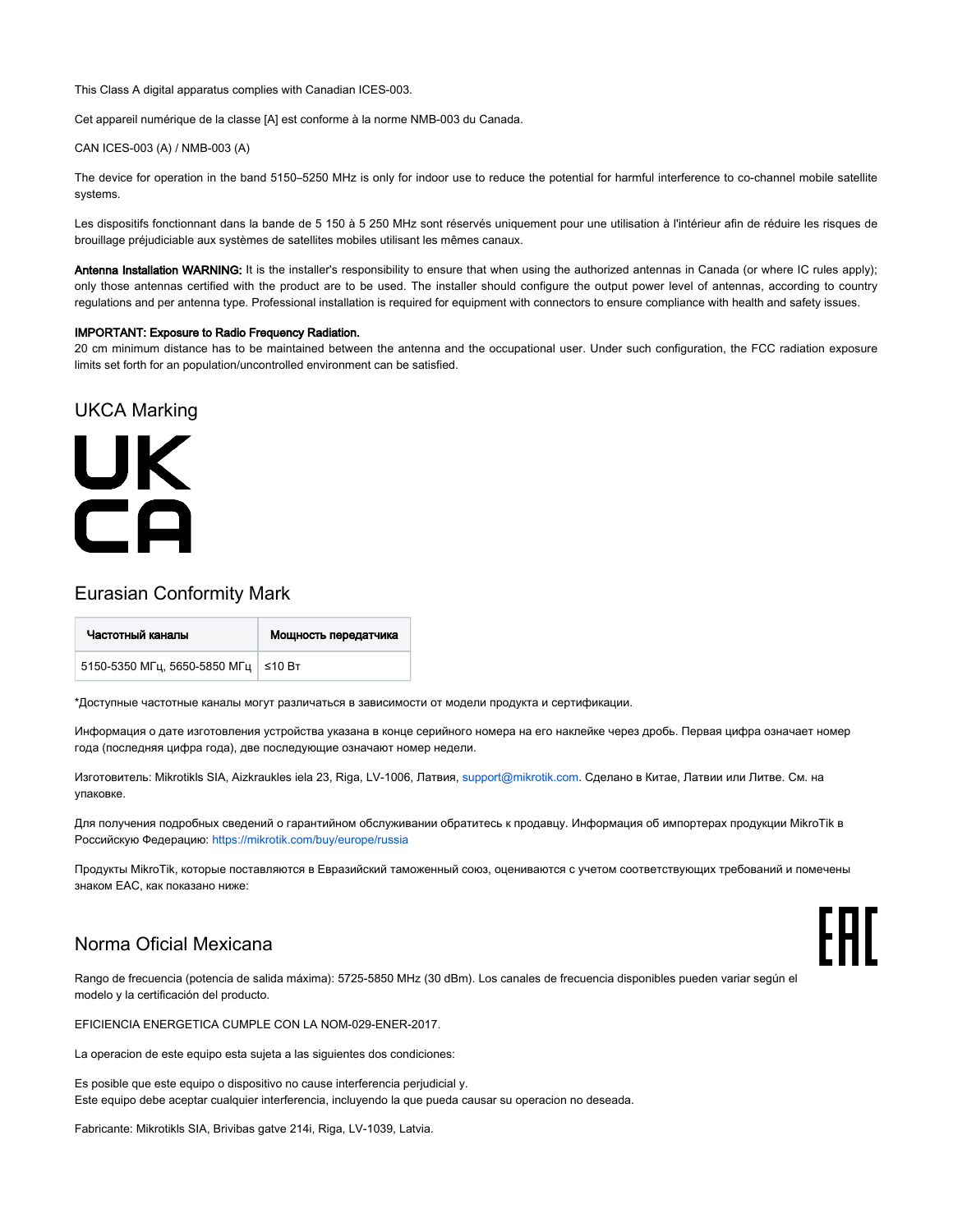This Class A digital apparatus complies with Canadian ICES-003.

Cet appareil numérique de la classe [A] est conforme à la norme NMB-003 du Canada.

CAN ICES-003 (A) / NMB-003 (A)

The device for operation in the band 5150–5250 MHz is only for indoor use to reduce the potential for harmful interference to co-channel mobile satellite systems.

Les dispositifs fonctionnant dans la bande de 5 150 à 5 250 MHz sont réservés uniquement pour une utilisation à l'intérieur afin de réduire les risques de brouillage préjudiciable aux systèmes de satellites mobiles utilisant les mêmes canaux.

**Antenna Installation WARNING:** It is the installer's responsibility to ensure that when using the authorized antennas in Canada (or where IC rules apply); only those antennas certified with the product are to be used. The installer should configure the output power level of antennas, according to country regulations and per antenna type. Professional installation is required for equipment with connectors to ensure compliance with health and safety issues.

**IMPORTANT: Exposure to Radio Frequency Radiation.**
20 cm minimum distance has to be maintained between the antenna and the occupational user. Under such configuration, the FCC radiation exposure limits set forth for an population/uncontrolled environment can be satisfied.

## UKCA Marking

UK
CA

## Eurasian Conformity Mark

| Частотный каналы | Мощность передатчика |
|---|---|
| 5150-5350 МГц, 5650-5850 МГц | ≤10 Вт |

*Доступные частотные каналы могут различаться в зависимости от модели продукта и сертификации.

Информация о дате изготовления устройства указана в конце серийного номера на его наклейке через дробь. Первая цифра означает номер года (последняя цифра года), две последующие означают номер недели.

Изготовитель: Mikrotikls SIA, Aizkraukles iela 23, Riga, LV-1006, Латвия, support@mikrotik.com. Сделано в Китае, Латвии или Литве. См. на упаковке.

Для получения подробных сведений о гарантийном обслуживании обратитесь к продавцу. Информация об импортерах продукции MikroTik в Российскую Федерацию: https://mikrotik.com/buy/europe/russia

Продукты MikroTik, которые поставляются в Евразийский таможенный союз, оцениваются с учетом соответствующих требований и помечены знаком EAC, как показано ниже:

EAC

## Norma Oficial Mexicana

Rango de frecuencia (potencia de salida máxima): 5725-5850 MHz (30 dBm). Los canales de frecuencia disponibles pueden variar según el modelo y la certificación del producto.

EFICIENCIA ENERGETICA CUMPLE CON LA NOM-029-ENER-2017.

La operacion de este equipo esta sujeta a las siguientes dos condiciones:

Es posible que este equipo o dispositivo no cause interferencia perjudicial y.
Este equipo debe aceptar cualquier interferencia, incluyendo la que pueda causar su operacion no deseada.

Fabricante: Mikrotikls SIA, Brivibas gatve 214i, Riga, LV-1039, Latvia.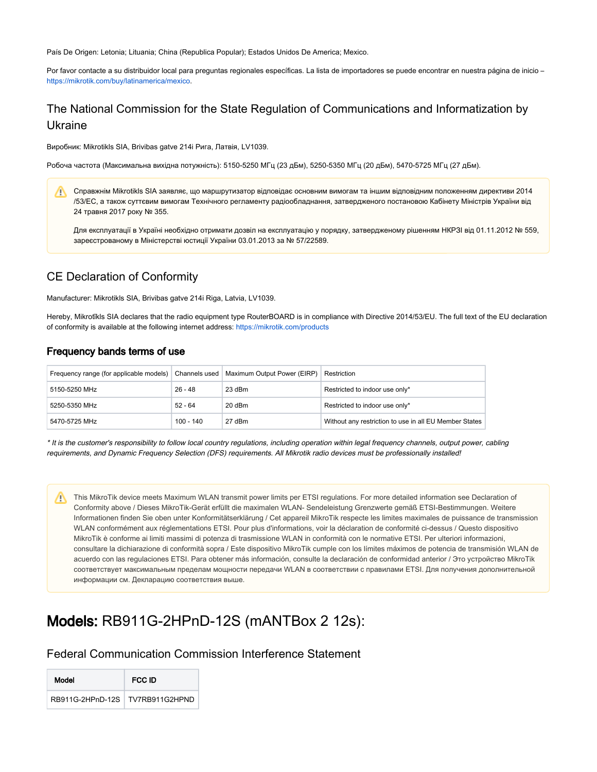País De Origen: Letonia; Lituania; China (Republica Popular); Estados Unidos De America; Mexico.

Por favor contacte a su distribuidor local para preguntas regionales específicas. La lista de importadores se puede encontrar en nuestra página de inicio – https://mikrotik.com/buy/latinamerica/mexico.

## The National Commission for the State Regulation of Communications and Informatization by Ukraine

Виробник: Mikrotikls SIA, Brivibas gatve 214i Рига, Латвія, LV1039.

Робоча частота (Максимальна вихідна потужність): 5150-5250 МГц (23 дБм), 5250-5350 МГц (20 дБм), 5470-5725 МГц (27 дБм).

> Справжнім Mikrotikls SIA заявляє, що маршрутизатор відповідає основним вимогам та іншим відповідним положенням директиви 2014/53/EC, а також суттєвим вимогам Технічного регламенту радіообладнання, затвердженого постановою Кабінету Міністрів України від 24 травня 2017 року № 355.
>
> Для експлуатації в Україні необхідно отримати дозвіл на експлуатацію у порядку, затвердженому рішенням НКРЗІ від 01.11.2012 № 559, зареєстрованому в Міністерстві юстиції України 03.01.2013 за № 57/22589.

## CE Declaration of Conformity

Manufacturer: Mikrotikls SIA, Brivibas gatve 214i Riga, Latvia, LV1039.

Hereby, Mikrotīkls SIA declares that the radio equipment type RouterBOARD is in compliance with Directive 2014/53/EU. The full text of the EU declaration of conformity is available at the following internet address: https://mikrotik.com/products

### Frequency bands terms of use

| Frequency range (for applicable models) | Channels used | Maximum Output Power (EIRP) | Restriction |
|---|---|---|---|
| 5150-5250 MHz | 26 - 48 | 23 dBm | Restricted to indoor use only* |
| 5250-5350 MHz | 52 - 64 | 20 dBm | Restricted to indoor use only* |
| 5470-5725 MHz | 100 - 140 | 27 dBm | Without any restriction to use in all EU Member States |

*\* It is the customer's responsibility to follow local country regulations, including operation within legal frequency channels, output power, cabling requirements, and Dynamic Frequency Selection (DFS) requirements. All Mikrotik radio devices must be professionally installed!*

> This MikroTik device meets Maximum WLAN transmit power limits per ETSI regulations. For more detailed information see Declaration of Conformity above / Dieses MikroTik-Gerät erfüllt die maximalen WLAN- Sendeleistung Grenzwerte gemäß ETSI-Bestimmungen. Weitere Informationen finden Sie oben unter Konformitätserklärung / Cet appareil MikroTik respecte les limites maximales de puissance de transmission WLAN conformément aux réglementations ETSI. Pour plus d'informations, voir la déclaration de conformité ci-dessus / Questo dispositivo MikroTik è conforme ai limiti massimi di potenza di trasmissione WLAN in conformità con le normative ETSI. Per ulteriori informazioni, consultare la dichiarazione di conformità sopra / Este dispositivo MikroTik cumple con los límites máximos de potencia de transmisión WLAN de acuerdo con las regulaciones ETSI. Para obtener más información, consulte la declaración de conformidad anterior / Это устройство MikroTik соответствует максимальным пределам мощности передачи WLAN в соответствии с правилами ETSI. Для получения дополнительной информации см. Декларацию соответствия выше.

# **Models:** RB911G-2HPnD-12S (mANTBox 2 12s):

## Federal Communication Commission Interference Statement

| **Model** | **FCC ID** |
|---|---|
| RB911G-2HPnD-12S | TV7RB911G2HPND |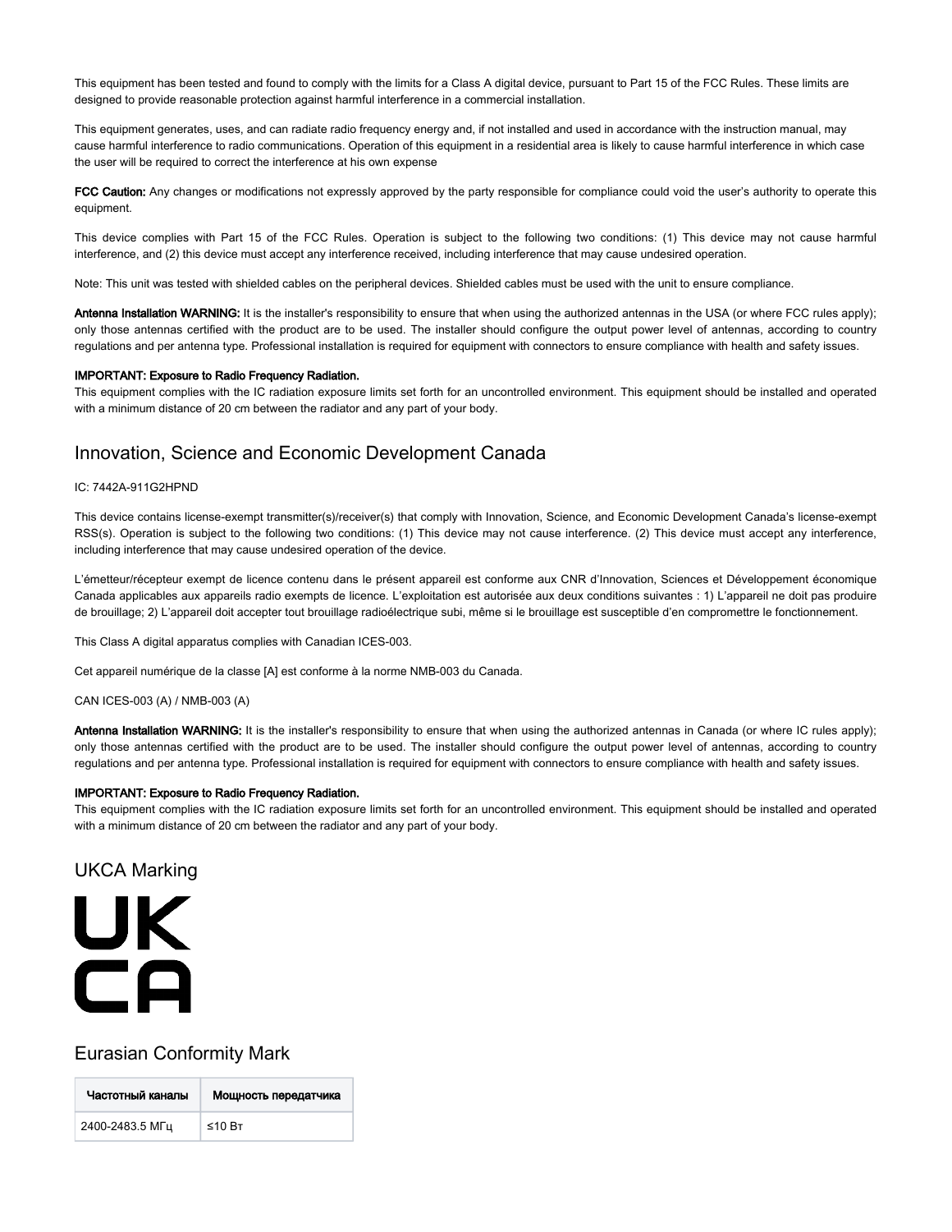This equipment has been tested and found to comply with the limits for a Class A digital device, pursuant to Part 15 of the FCC Rules. These limits are designed to provide reasonable protection against harmful interference in a commercial installation.

This equipment generates, uses, and can radiate radio frequency energy and, if not installed and used in accordance with the instruction manual, may cause harmful interference to radio communications. Operation of this equipment in a residential area is likely to cause harmful interference in which case the user will be required to correct the interference at his own expense

**FCC Caution:** Any changes or modifications not expressly approved by the party responsible for compliance could void the user's authority to operate this equipment.

This device complies with Part 15 of the FCC Rules. Operation is subject to the following two conditions: (1) This device may not cause harmful interference, and (2) this device must accept any interference received, including interference that may cause undesired operation.

Note: This unit was tested with shielded cables on the peripheral devices. Shielded cables must be used with the unit to ensure compliance.

**Antenna Installation WARNING:** It is the installer's responsibility to ensure that when using the authorized antennas in the USA (or where FCC rules apply); only those antennas certified with the product are to be used. The installer should configure the output power level of antennas, according to country regulations and per antenna type. Professional installation is required for equipment with connectors to ensure compliance with health and safety issues.

**IMPORTANT: Exposure to Radio Frequency Radiation.**
This equipment complies with the IC radiation exposure limits set forth for an uncontrolled environment. This equipment should be installed and operated with a minimum distance of 20 cm between the radiator and any part of your body.

## Innovation, Science and Economic Development Canada

IC: 7442A-911G2HPND

This device contains license-exempt transmitter(s)/receiver(s) that comply with Innovation, Science, and Economic Development Canada's license-exempt RSS(s). Operation is subject to the following two conditions: (1) This device may not cause interference. (2) This device must accept any interference, including interference that may cause undesired operation of the device.

L'émetteur/récepteur exempt de licence contenu dans le présent appareil est conforme aux CNR d'Innovation, Sciences et Développement économique Canada applicables aux appareils radio exempts de licence. L'exploitation est autorisée aux deux conditions suivantes : 1) L'appareil ne doit pas produire de brouillage; 2) L'appareil doit accepter tout brouillage radioélectrique subi, même si le brouillage est susceptible d'en compromettre le fonctionnement.

This Class A digital apparatus complies with Canadian ICES-003.

Cet appareil numérique de la classe [A] est conforme à la norme NMB-003 du Canada.

CAN ICES-003 (A) / NMB-003 (A)

**Antenna Installation WARNING:** It is the installer's responsibility to ensure that when using the authorized antennas in Canada (or where IC rules apply); only those antennas certified with the product are to be used. The installer should configure the output power level of antennas, according to country regulations and per antenna type. Professional installation is required for equipment with connectors to ensure compliance with health and safety issues.

**IMPORTANT: Exposure to Radio Frequency Radiation.**
This equipment complies with the IC radiation exposure limits set forth for an uncontrolled environment. This equipment should be installed and operated with a minimum distance of 20 cm between the radiator and any part of your body.

## UKCA Marking

UK
CA

## Eurasian Conformity Mark

| Частотный каналы | Мощность передатчика |
|---|---|
| 2400-2483.5 МГц | ≤10 Вт |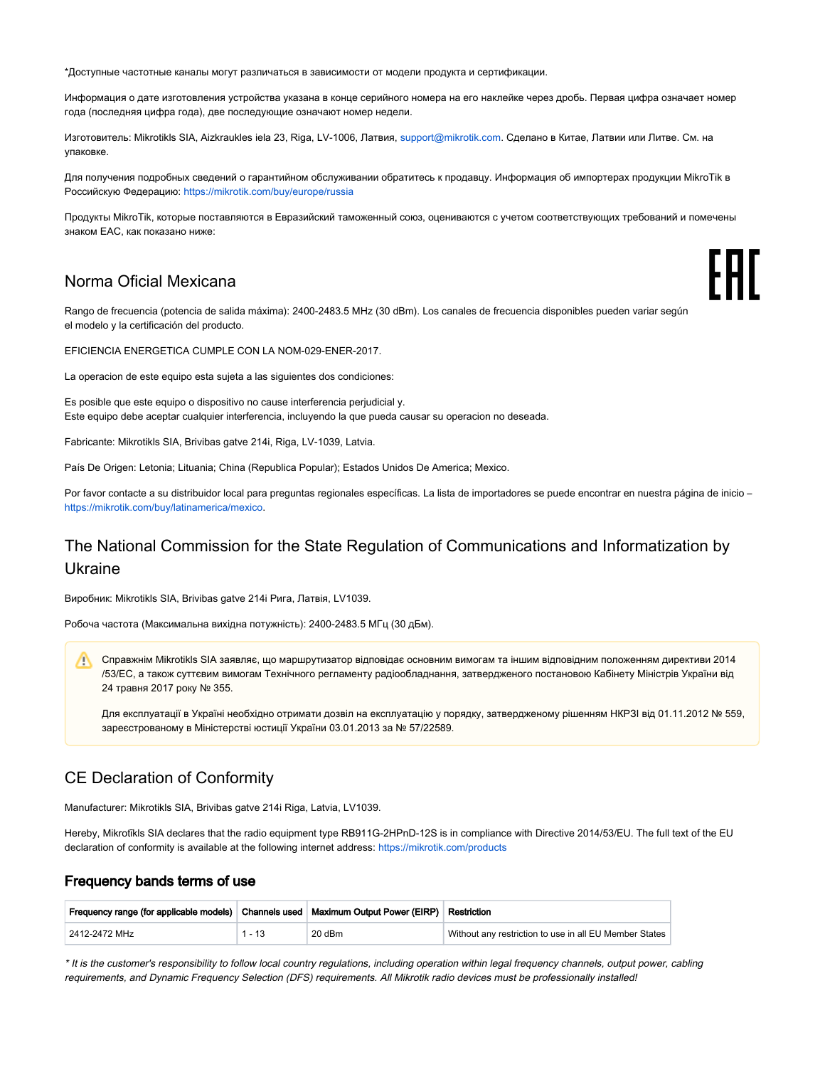*Доступные частотные каналы могут различаться в зависимости от модели продукта и сертификации.

Информация о дате изготовления устройства указана в конце серийного номера на его наклейке через дробь. Первая цифра означает номер года (последняя цифра года), две последующие означают номер недели.

Изготовитель: Mikrotikls SIA, Aizkraukles iela 23, Riga, LV-1006, Латвия, support@mikrotik.com. Сделано в Китае, Латвии или Литве. См. на упаковке.

Для получения подробных сведений о гарантийном обслуживании обратитесь к продавцу. Информация об импортерах продукции MikroTik в Российскую Федерацию: https://mikrotik.com/buy/europe/russia

Продукты MikroTik, которые поставляются в Евразийский таможенный союз, оцениваются с учетом соответствующих требований и помечены знаком EAC, как показано ниже:

EAC

## Norma Oficial Mexicana

Rango de frecuencia (potencia de salida máxima): 2400-2483.5 MHz (30 dBm). Los canales de frecuencia disponibles pueden variar según el modelo y la certificación del producto.

EFICIENCIA ENERGETICA CUMPLE CON LA NOM-029-ENER-2017.

La operacion de este equipo esta sujeta a las siguientes dos condiciones:

Es posible que este equipo o dispositivo no cause interferencia perjudicial y.
Este equipo debe aceptar cualquier interferencia, incluyendo la que pueda causar su operacion no deseada.

Fabricante: Mikrotikls SIA, Brivibas gatve 214i, Riga, LV-1039, Latvia.

País De Origen: Letonia; Lituania; China (Republica Popular); Estados Unidos De America; Mexico.

Por favor contacte a su distribuidor local para preguntas regionales específicas. La lista de importadores se puede encontrar en nuestra página de inicio – https://mikrotik.com/buy/latinamerica/mexico.

## The National Commission for the State Regulation of Communications and Informatization by Ukraine

Виробник: Mikrotikls SIA, Brivibas gatve 214i Рига, Латвія, LV1039.

Робоча частота (Максимальна вихідна потужність): 2400-2483.5 МГц (30 дБм).

> ⚠ Справжнім Mikrotikls SIA заявляє, що маршрутизатор відповідає основним вимогам та іншим відповідним положенням директиви 2014/53/EC, а також суттєвим вимогам Технічного регламенту радіообладнання, затвердженого постановою Кабінету Міністрів України від 24 травня 2017 року № 355.
>
> Для експлуатації в Україні необхідно отримати дозвіл на експлуатацію у порядку, затвердженому рішенням НКРЗІ від 01.11.2012 № 559, зареєстрованому в Міністерстві юстиції України 03.01.2013 за № 57/22589.

## CE Declaration of Conformity

Manufacturer: Mikrotikls SIA, Brivibas gatve 214i Riga, Latvia, LV1039.

Hereby, Mikrotīkls SIA declares that the radio equipment type RB911G-2HPnD-12S is in compliance with Directive 2014/53/EU. The full text of the EU declaration of conformity is available at the following internet address: https://mikrotik.com/products

### Frequency bands terms of use

| Frequency range (for applicable models) | Channels used | Maximum Output Power (EIRP) | Restriction |
|---|---|---|---|
| 2412-2472 MHz | 1 - 13 | 20 dBm | Without any restriction to use in all EU Member States |

*\* It is the customer's responsibility to follow local country regulations, including operation within legal frequency channels, output power, cabling requirements, and Dynamic Frequency Selection (DFS) requirements. All Mikrotik radio devices must be professionally installed!*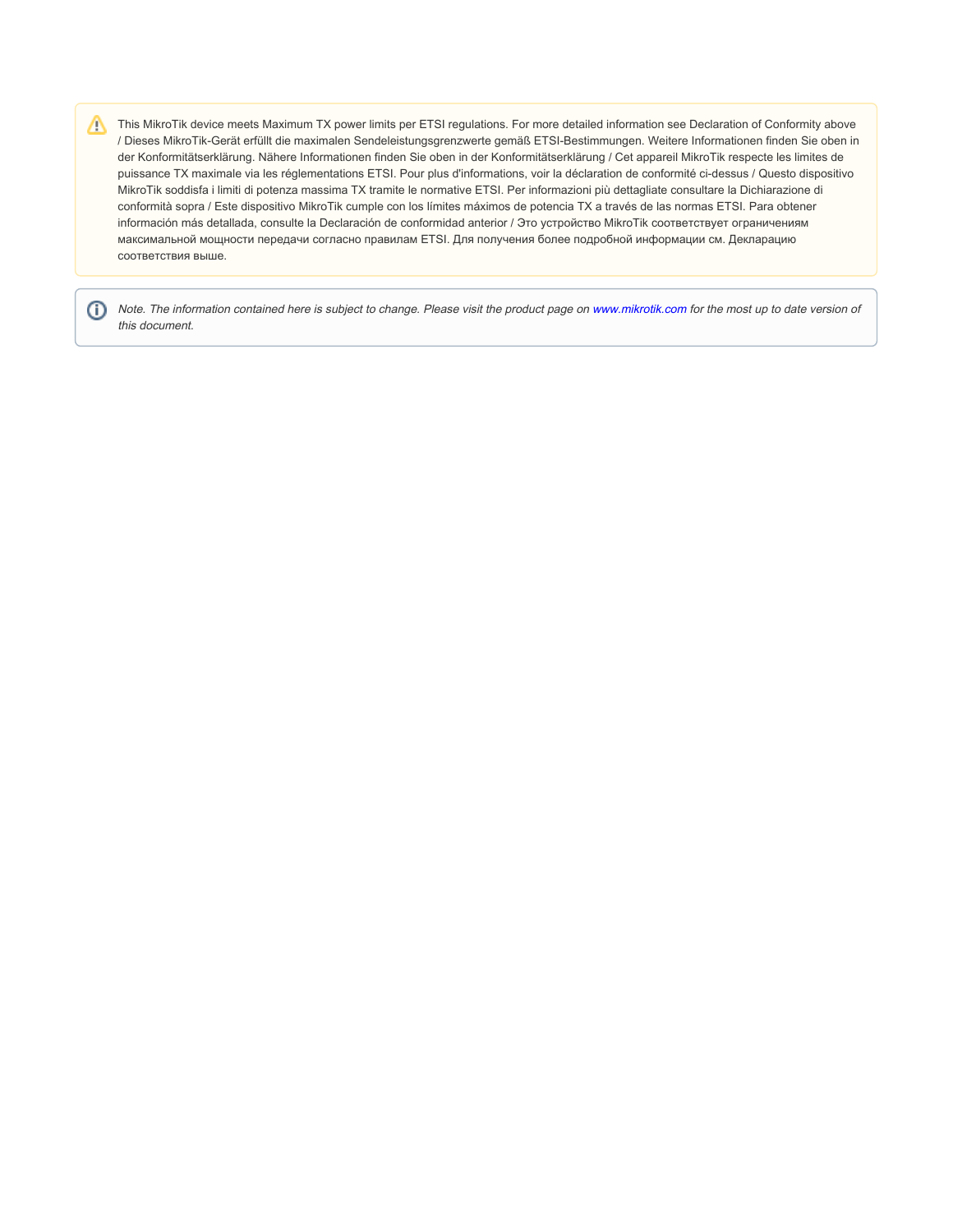This MikroTik device meets Maximum TX power limits per ETSI regulations. For more detailed information see Declaration of Conformity above / Dieses MikroTik-Gerät erfüllt die maximalen Sendeleistungsgrenzwerte gemäß ETSI-Bestimmungen. Weitere Informationen finden Sie oben in der Konformitätserklärung. Nähere Informationen finden Sie oben in der Konformitätserklärung / Cet appareil MikroTik respecte les limites de puissance TX maximale via les réglementations ETSI. Pour plus d'informations, voir la déclaration de conformité ci-dessus / Questo dispositivo MikroTik soddisfa i limiti di potenza massima TX tramite le normative ETSI. Per informazioni più dettagliate consultare la Dichiarazione di conformità sopra / Este dispositivo MikroTik cumple con los límites máximos de potencia TX a través de las normas ETSI. Para obtener información más detallada, consulte la Declaración de conformidad anterior / Это устройство MikroTik соответствует ограничениям максимальной мощности передачи согласно правилам ETSI. Для получения более подробной информации см. Декларацию соответствия выше.

*Note. The information contained here is subject to change. Please visit the product page on www.mikrotik.com for the most up to date version of this document.*